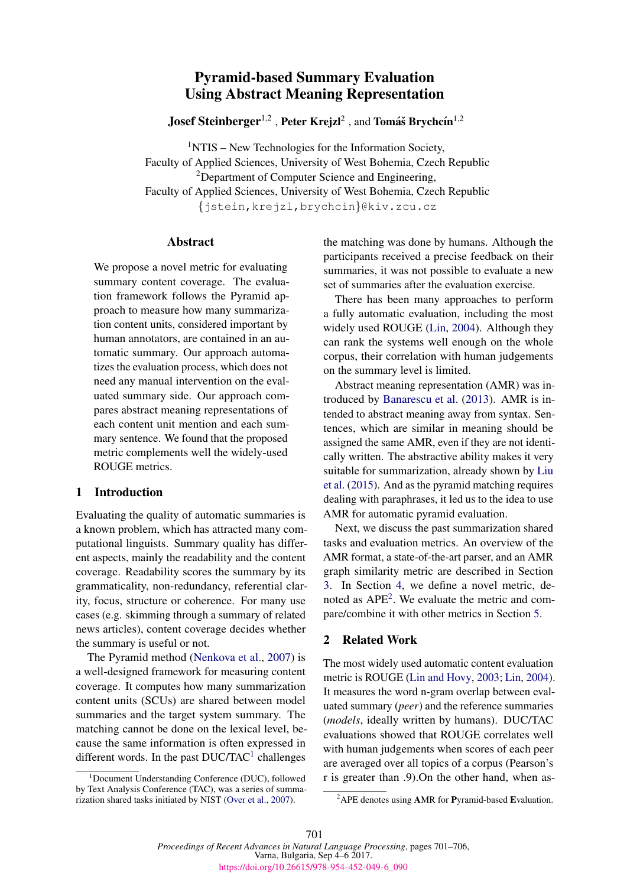# Pyramid-based Summary Evaluation Using Abstract Meaning Representation

**Josef Steinberger**[1,2], **Peter Krejzl**[2], and **Tomáš Brychcín**[1,2]

[1]NTIS – New Technologies for the Information Society,
Faculty of Applied Sciences, University of West Bohemia, Czech Republic
[2]Department of Computer Science and Engineering,
Faculty of Applied Sciences, University of West Bohemia, Czech Republic
{jstein,krejzl,brychcin}@kiv.zcu.cz

## Abstract

We propose a novel metric for evaluating summary content coverage. The evaluation framework follows the Pyramid approach to measure how many summarization content units, considered important by human annotators, are contained in an automatic summary. Our approach automatizes the evaluation process, which does not need any manual intervention on the evaluated summary side. Our approach compares abstract meaning representations of each content unit mention and each summary sentence. We found that the proposed metric complements well the widely-used ROUGE metrics.

## 1 Introduction

Evaluating the quality of automatic summaries is a known problem, which has attracted many computational linguists. Summary quality has different aspects, mainly the readability and the content coverage. Readability scores the summary by its grammaticality, non-redundancy, referential clarity, focus, structure or coherence. For many use cases (e.g. skimming through a summary of related news articles), content coverage decides whether the summary is useful or not.

The Pyramid method (Nenkova et al., 2007) is a well-designed framework for measuring content coverage. It computes how many summarization content units (SCUs) are shared between model summaries and the target system summary. The matching cannot be done on the lexical level, because the same information is often expressed in different words. In the past DUC/TAC[1] challenges the matching was done by humans. Although the participants received a precise feedback on their summaries, it was not possible to evaluate a new set of summaries after the evaluation exercise.

There has been many approaches to perform a fully automatic evaluation, including the most widely used ROUGE (Lin, 2004). Although they can rank the systems well enough on the whole corpus, their correlation with human judgements on the summary level is limited.

Abstract meaning representation (AMR) was introduced by Banarescu et al. (2013). AMR is intended to abstract meaning away from syntax. Sentences, which are similar in meaning should be assigned the same AMR, even if they are not identically written. The abstractive ability makes it very suitable for summarization, already shown by Liu et al. (2015). And as the pyramid matching requires dealing with paraphrases, it led us to the idea to use AMR for automatic pyramid evaluation.

Next, we discuss the past summarization shared tasks and evaluation metrics. An overview of the AMR format, a state-of-the-art parser, and an AMR graph similarity metric are described in Section 3. In Section 4, we define a novel metric, denoted as APE[2]. We evaluate the metric and compare/combine it with other metrics in Section 5.

## 2 Related Work

The most widely used automatic content evaluation metric is ROUGE (Lin and Hovy, 2003; Lin, 2004). It measures the word n-gram overlap between evaluated summary (*peer*) and the reference summaries (*models*, ideally written by humans). DUC/TAC evaluations showed that ROUGE correlates well with human judgements when scores of each peer are averaged over all topics of a corpus (Pearson's r is greater than .9).On the other hand, when as-

[1]Document Understanding Conference (DUC), followed by Text Analysis Conference (TAC), was a series of summarization shared tasks initiated by NIST (Over et al., 2007).

[2]APE denotes using **A**MR for **P**yramid-based **E**valuation.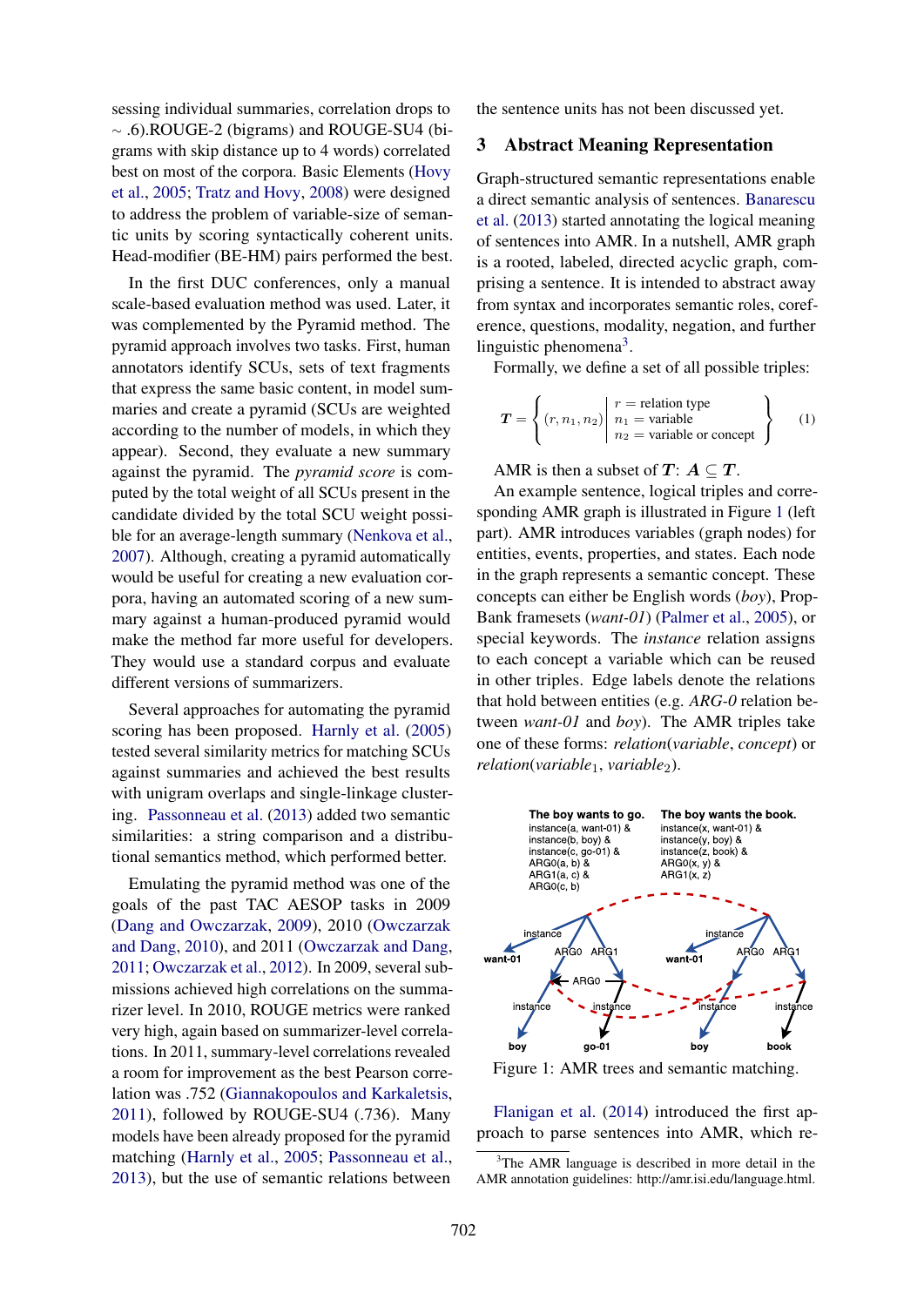sessing individual summaries, correlation drops to ∼ .6).ROUGE-2 (bigrams) and ROUGE-SU4 (bigrams with skip distance up to 4 words) correlated best on most of the corpora. Basic Elements (Hovy et al., 2005; Tratz and Hovy, 2008) were designed to address the problem of variable-size of semantic units by scoring syntactically coherent units. Head-modifier (BE-HM) pairs performed the best.

In the first DUC conferences, only a manual scale-based evaluation method was used. Later, it was complemented by the Pyramid method. The pyramid approach involves two tasks. First, human annotators identify SCUs, sets of text fragments that express the same basic content, in model summaries and create a pyramid (SCUs are weighted according to the number of models, in which they appear). Second, they evaluate a new summary against the pyramid. The *pyramid score* is computed by the total weight of all SCUs present in the candidate divided by the total SCU weight possible for an average-length summary (Nenkova et al., 2007). Although, creating a pyramid automatically would be useful for creating a new evaluation corpora, having an automated scoring of a new summary against a human-produced pyramid would make the method far more useful for developers. They would use a standard corpus and evaluate different versions of summarizers.

Several approaches for automating the pyramid scoring has been proposed. Harnly et al. (2005) tested several similarity metrics for matching SCUs against summaries and achieved the best results with unigram overlaps and single-linkage clustering. Passonneau et al. (2013) added two semantic similarities: a string comparison and a distributional semantics method, which performed better.

Emulating the pyramid method was one of the goals of the past TAC AESOP tasks in 2009 (Dang and Owczarzak, 2009), 2010 (Owczarzak and Dang, 2010), and 2011 (Owczarzak and Dang, 2011; Owczarzak et al., 2012). In 2009, several submissions achieved high correlations on the summarizer level. In 2010, ROUGE metrics were ranked very high, again based on summarizer-level correlations. In 2011, summary-level correlations revealed a room for improvement as the best Pearson correlation was .752 (Giannakopoulos and Karkaletsis, 2011), followed by ROUGE-SU4 (.736). Many models have been already proposed for the pyramid matching (Harnly et al., 2005; Passonneau et al., 2013), but the use of semantic relations between the sentence units has not been discussed yet.

## 3 Abstract Meaning Representation

Graph-structured semantic representations enable a direct semantic analysis of sentences. Banarescu et al. (2013) started annotating the logical meaning of sentences into AMR. In a nutshell, AMR graph is a rooted, labeled, directed acyclic graph, comprising a sentence. It is intended to abstract away from syntax and incorporates semantic roles, coreference, questions, modality, negation, and further linguistic phenomena[3].

Formally, we define a set of all possible triples:

$$\boldsymbol{T} = \left\{ (r, n_1, n_2) \;\middle|\; \begin{array}{l} r = \text{relation type} \\ n_1 = \text{variable} \\ n_2 = \text{variable or concept} \end{array} \right\} \quad (1)$$

AMR is then a subset of $\boldsymbol{T}$: $\boldsymbol{A} \subseteq \boldsymbol{T}$.

An example sentence, logical triples and corresponding AMR graph is illustrated in Figure 1 (left part). AMR introduces variables (graph nodes) for entities, events, properties, and states. Each node in the graph represents a semantic concept. These concepts can either be English words (*boy*), PropBank framesets (*want-01*) (Palmer et al., 2005), or special keywords. The *instance* relation assigns to each concept a variable which can be reused in other triples. Edge labels denote the relations that hold between entities (e.g. *ARG-0* relation between *want-01* and *boy*). The AMR triples take one of these forms: *relation*(*variable*, *concept*) or *relation*(*variable*$_1$, *variable*$_2$).

**The boy wants to go.**
instance(a, want-01) &
instance(b, boy) &
instance(c, go-01) &
ARG0(a, b) &
ARG1(a, c) &
ARG0(c, b)

**The boy wants the book.**
instance(x, want-01) &
instance(y, boy) &
instance(z, book) &
ARG0(x, y) &
ARG1(x, z)

Figure 1: AMR trees and semantic matching.

Flanigan et al. (2014) introduced the first approach to parse sentences into AMR, which re-

[3]The AMR language is described in more detail in the AMR annotation guidelines: http://amr.isi.edu/language.html.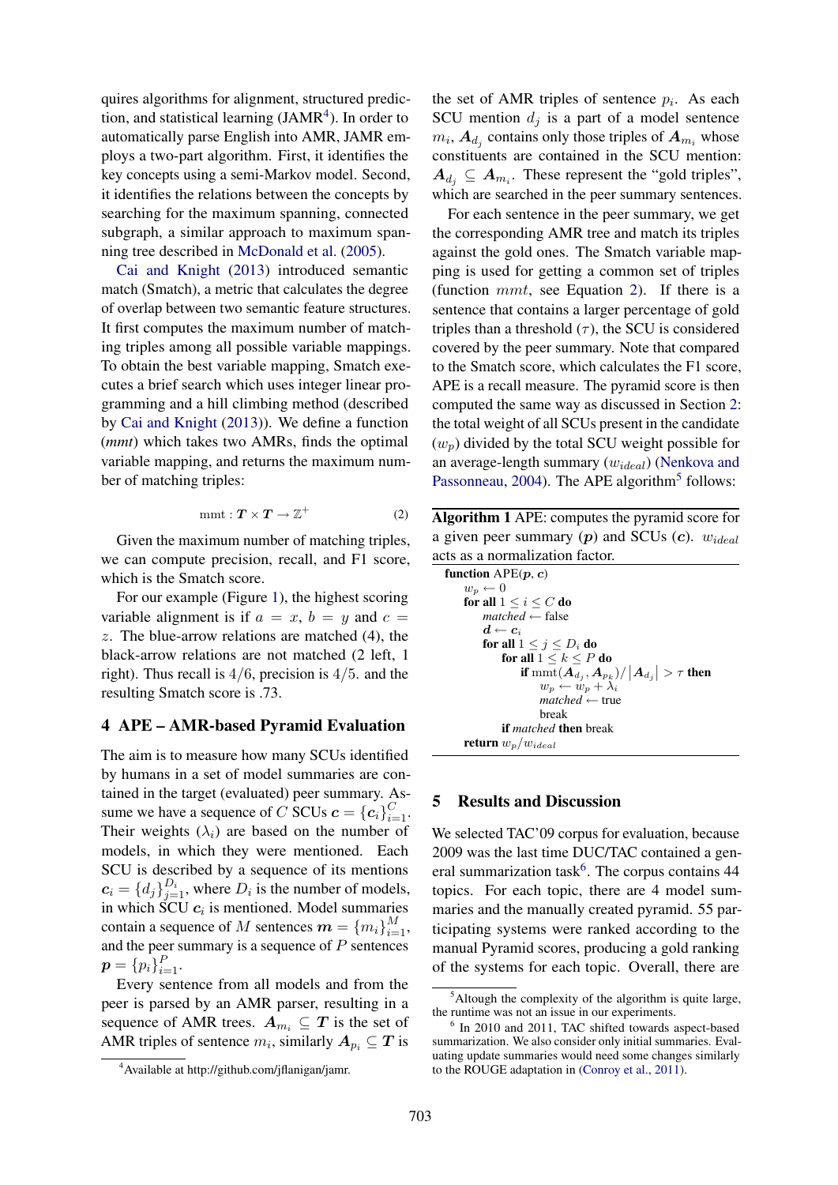quires algorithms for alignment, structured prediction, and statistical learning (JAMR[4]). In order to automatically parse English into AMR, JAMR employs a two-part algorithm. First, it identifies the key concepts using a semi-Markov model. Second, it identifies the relations between the concepts by searching for the maximum spanning, connected subgraph, a similar approach to maximum spanning tree described in McDonald et al. (2005).

Cai and Knight (2013) introduced semantic match (Smatch), a metric that calculates the degree of overlap between two semantic feature structures. It first computes the maximum number of matching triples among all possible variable mappings. To obtain the best variable mapping, Smatch executes a brief search which uses integer linear programming and a hill climbing method (described by Cai and Knight (2013)). We define a function (*mmt*) which takes two AMRs, finds the optimal variable mapping, and returns the maximum number of matching triples:

$$\text{mmt} : \boldsymbol{T} \times \boldsymbol{T} \rightarrow \mathbb{Z}^{+} \tag{2}$$

Given the maximum number of matching triples, we can compute precision, recall, and F1 score, which is the Smatch score.

For our example (Figure 1), the highest scoring variable alignment is if $a = x$, $b = y$ and $c = z$. The blue-arrow relations are matched (4), the black-arrow relations are not matched (2 left, 1 right). Thus recall is $4/6$, precision is $4/5$. and the resulting Smatch score is .73.

## 4 APE – AMR-based Pyramid Evaluation

The aim is to measure how many SCUs identified by humans in a set of model summaries are contained in the target (evaluated) peer summary. Assume we have a sequence of $C$ SCUs $\boldsymbol{c} = \{\boldsymbol{c}_i\}_{i=1}^{C}$. Their weights ($\lambda_i$) are based on the number of models, in which they were mentioned. Each SCU is described by a sequence of its mentions $\boldsymbol{c}_i = \{d_j\}_{j=1}^{D_i}$, where $D_i$ is the number of models, in which SCU $\boldsymbol{c}_i$ is mentioned. Model summaries contain a sequence of $M$ sentences $\boldsymbol{m} = \{m_i\}_{i=1}^{M}$, and the peer summary is a sequence of $P$ sentences $\boldsymbol{p} = \{p_i\}_{i=1}^{P}$.

Every sentence from all models and from the peer is parsed by an AMR parser, resulting in a sequence of AMR trees. $\boldsymbol{A}_{m_i} \subseteq \boldsymbol{T}$ is the set of AMR triples of sentence $m_i$, similarly $\boldsymbol{A}_{p_i} \subseteq \boldsymbol{T}$ is the set of AMR triples of sentence $p_i$. As each SCU mention $d_j$ is a part of a model sentence $m_i$, $\boldsymbol{A}_{d_j}$ contains only those triples of $\boldsymbol{A}_{m_i}$ whose constituents are contained in the SCU mention: $\boldsymbol{A}_{d_j} \subseteq \boldsymbol{A}_{m_i}$. These represent the "gold triples", which are searched in the peer summary sentences.

For each sentence in the peer summary, we get the corresponding AMR tree and match its triples against the gold ones. The Smatch variable mapping is used for getting a common set of triples (function $mmt$, see Equation 2). If there is a sentence that contains a larger percentage of gold triples than a threshold ($\tau$), the SCU is considered covered by the peer summary. Note that compared to the Smatch score, which calculates the F1 score, APE is a recall measure. The pyramid score is then computed the same way as discussed in Section 2: the total weight of all SCUs present in the candidate ($w_p$) divided by the total SCU weight possible for an average-length summary ($w_{ideal}$) (Nenkova and Passonneau, 2004). The APE algorithm[5] follows:

**Algorithm 1** APE: computes the pyramid score for a given peer summary ($\boldsymbol{p}$) and SCUs ($\boldsymbol{c}$). $w_{ideal}$ acts as a normalization factor.

```
function APE(p, c)
    w_p ← 0
    for all 1 ≤ i ≤ C do
        matched ← false
        d ← c_i
        for all 1 ≤ j ≤ D_i do
            for all 1 ≤ k ≤ P do
                if mmt(A_{d_j}, A_{p_k}) / |A_{d_j}| > τ then
                    w_p ← w_p + λ_i
                    matched ← true
                    break
            if matched then break
    return w_p / w_ideal
```

## 5 Results and Discussion

We selected TAC'09 corpus for evaluation, because 2009 was the last time DUC/TAC contained a general summarization task[6]. The corpus contains 44 topics. For each topic, there are 4 model summaries and the manually created pyramid. 55 participating systems were ranked according to the manual Pyramid scores, producing a gold ranking of the systems for each topic. Overall, there are

[4] Available at http://github.com/jflanigan/jamr.

[5] Altough the complexity of the algorithm is quite large, the runtime was not an issue in our experiments.

[6] In 2010 and 2011, TAC shifted towards aspect-based summarization. We also consider only initial summaries. Evaluating update summaries would need some changes similarly to the ROUGE adaptation in (Conroy et al., 2011).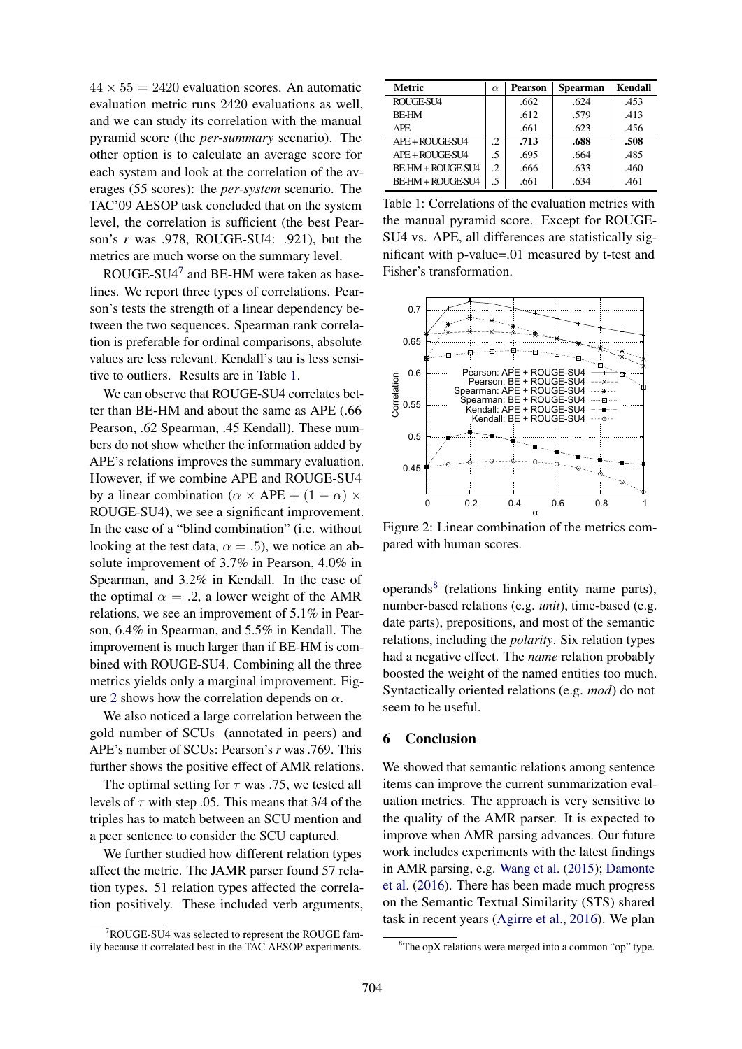$44 \times 55 = 2420$ evaluation scores. An automatic evaluation metric runs 2420 evaluations as well, and we can study its correlation with the manual pyramid score (the *per-summary* scenario). The other option is to calculate an average score for each system and look at the correlation of the averages (55 scores): the *per-system* scenario. The TAC'09 AESOP task concluded that on the system level, the correlation is sufficient (the best Pearson's *r* was .978, ROUGE-SU4: .921), but the metrics are much worse on the summary level.

ROUGE-SU4[7] and BE-HM were taken as baselines. We report three types of correlations. Pearson's tests the strength of a linear dependency between the two sequences. Spearman rank correlation is preferable for ordinal comparisons, absolute values are less relevant. Kendall's tau is less sensitive to outliers. Results are in Table 1.

We can observe that ROUGE-SU4 correlates better than BE-HM and about the same as APE (.66 Pearson, .62 Spearman, .45 Kendall). These numbers do not show whether the information added by APE's relations improves the summary evaluation. However, if we combine APE and ROUGE-SU4 by a linear combination ($\alpha \times$ APE + $(1 - \alpha) \times$ ROUGE-SU4), we see a significant improvement. In the case of a "blind combination" (i.e. without looking at the test data, $\alpha = .5$), we notice an absolute improvement of 3.7% in Pearson, 4.0% in Spearman, and 3.2% in Kendall. In the case of the optimal $\alpha = .2$, a lower weight of the AMR relations, we see an improvement of 5.1% in Pearson, 6.4% in Spearman, and 5.5% in Kendall. The improvement is much larger than if BE-HM is combined with ROUGE-SU4. Combining all the three metrics yields only a marginal improvement. Figure 2 shows how the correlation depends on $\alpha$.

We also noticed a large correlation between the gold number of SCUs (annotated in peers) and APE's number of SCUs: Pearson's *r* was .769. This further shows the positive effect of AMR relations.

The optimal setting for $\tau$ was .75, we tested all levels of $\tau$ with step .05. This means that 3/4 of the triples has to match between an SCU mention and a peer sentence to consider the SCU captured.

We further studied how different relation types affect the metric. The JAMR parser found 57 relation types. 51 relation types affected the correlation positively. These included verb arguments, operands[8] (relations linking entity name parts), number-based relations (e.g. *unit*), time-based (e.g. date parts), prepositions, and most of the semantic relations, including the *polarity*. Six relation types had a negative effect. The *name* relation probably boosted the weight of the named entities too much. Syntactically oriented relations (e.g. *mod*) do not seem to be useful.

| Metric | $\alpha$ | Pearson | Spearman | Kendall |
|---|---|---|---|---|
| ROUGE-SU4 | | .662 | .624 | .453 |
| BE-HM | | .612 | .579 | .413 |
| APE | | .661 | .623 | .456 |
| APE + ROUGE-SU4 | .2 | **.713** | **.688** | **.508** |
| APE + ROUGE-SU4 | .5 | .695 | .664 | .485 |
| BE-HM + ROUGE-SU4 | .2 | .666 | .633 | .460 |
| BE-HM + ROUGE-SU4 | .5 | .661 | .634 | .461 |

Table 1: Correlations of the evaluation metrics with the manual pyramid score. Except for ROUGE-SU4 vs. APE, all differences are statistically significant with p-value=.01 measured by t-test and Fisher's transformation.

Figure 2: Linear combination of the metrics compared with human scores.

## 6 Conclusion

We showed that semantic relations among sentence items can improve the current summarization evaluation metrics. The approach is very sensitive to the quality of the AMR parser. It is expected to improve when AMR parsing advances. Our future work includes experiments with the latest findings in AMR parsing, e.g. Wang et al. (2015); Damonte et al. (2016). There has been made much progress on the Semantic Textual Similarity (STS) shared task in recent years (Agirre et al., 2016). We plan

[7] ROUGE-SU4 was selected to represent the ROUGE family because it correlated best in the TAC AESOP experiments.

[8] The opX relations were merged into a common "op" type.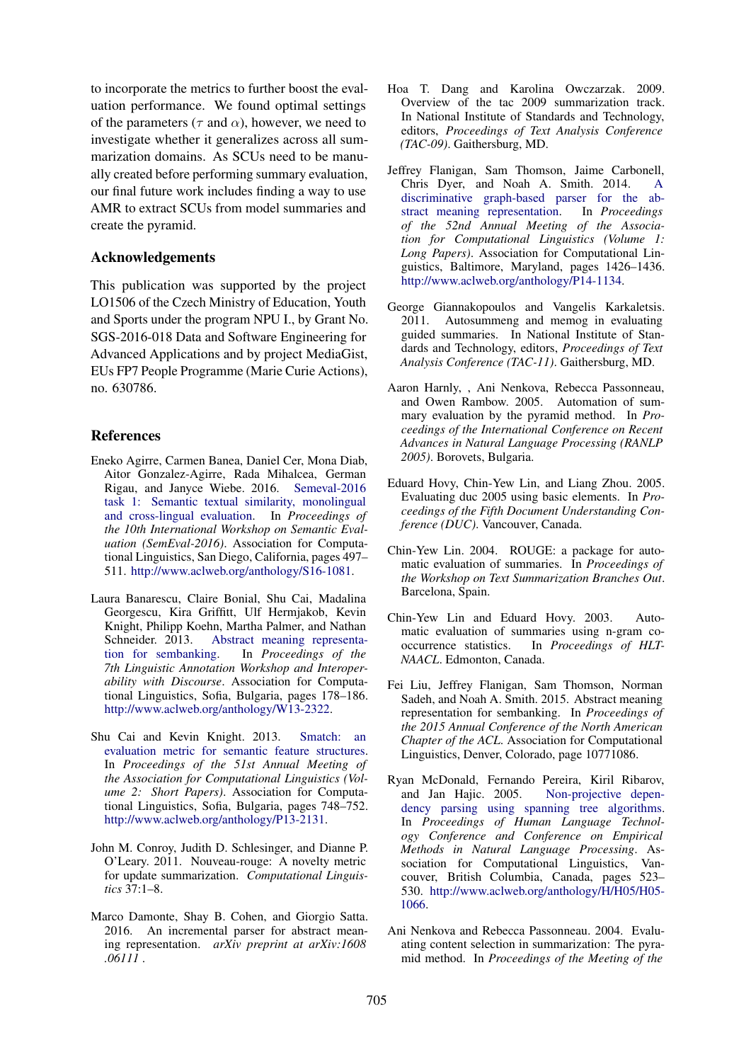to incorporate the metrics to further boost the evaluation performance. We found optimal settings of the parameters ($\tau$ and $\alpha$), however, we need to investigate whether it generalizes across all summarization domains. As SCUs need to be manually created before performing summary evaluation, our final future work includes finding a way to use AMR to extract SCUs from model summaries and create the pyramid.

## Acknowledgements

This publication was supported by the project LO1506 of the Czech Ministry of Education, Youth and Sports under the program NPU I., by Grant No. SGS-2016-018 Data and Software Engineering for Advanced Applications and by project MediaGist, EUs FP7 People Programme (Marie Curie Actions), no. 630786.

## References

Eneko Agirre, Carmen Banea, Daniel Cer, Mona Diab, Aitor Gonzalez-Agirre, Rada Mihalcea, German Rigau, and Janyce Wiebe. 2016. Semeval-2016 task 1: Semantic textual similarity, monolingual and cross-lingual evaluation. In *Proceedings of the 10th International Workshop on Semantic Evaluation (SemEval-2016)*. Association for Computational Linguistics, San Diego, California, pages 497–511. http://www.aclweb.org/anthology/S16-1081.

Laura Banarescu, Claire Bonial, Shu Cai, Madalina Georgescu, Kira Griffitt, Ulf Hermjakob, Kevin Knight, Philipp Koehn, Martha Palmer, and Nathan Schneider. 2013. Abstract meaning representation for sembanking. In *Proceedings of the 7th Linguistic Annotation Workshop and Interoperability with Discourse*. Association for Computational Linguistics, Sofia, Bulgaria, pages 178–186. http://www.aclweb.org/anthology/W13-2322.

Shu Cai and Kevin Knight. 2013. Smatch: an evaluation metric for semantic feature structures. In *Proceedings of the 51st Annual Meeting of the Association for Computational Linguistics (Volume 2: Short Papers)*. Association for Computational Linguistics, Sofia, Bulgaria, pages 748–752. http://www.aclweb.org/anthology/P13-2131.

John M. Conroy, Judith D. Schlesinger, and Dianne P. O'Leary. 2011. Nouveau-rouge: A novelty metric for update summarization. *Computational Linguistics* 37:1–8.

Marco Damonte, Shay B. Cohen, and Giorgio Satta. 2016. An incremental parser for abstract meaning representation. *arXiv preprint at arXiv:1608 .06111* .

Hoa T. Dang and Karolina Owczarzak. 2009. Overview of the tac 2009 summarization track. In National Institute of Standards and Technology, editors, *Proceedings of Text Analysis Conference (TAC-09)*. Gaithersburg, MD.

Jeffrey Flanigan, Sam Thomson, Jaime Carbonell, Chris Dyer, and Noah A. Smith. 2014. A discriminative graph-based parser for the abstract meaning representation. In *Proceedings of the 52nd Annual Meeting of the Association for Computational Linguistics (Volume 1: Long Papers)*. Association for Computational Linguistics, Baltimore, Maryland, pages 1426–1436. http://www.aclweb.org/anthology/P14-1134.

George Giannakopoulos and Vangelis Karkaletsis. 2011. Autosummeng and memog in evaluating guided summaries. In National Institute of Standards and Technology, editors, *Proceedings of Text Analysis Conference (TAC-11)*. Gaithersburg, MD.

Aaron Harnly, , Ani Nenkova, Rebecca Passonneau, and Owen Rambow. 2005. Automation of summary evaluation by the pyramid method. In *Proceedings of the International Conference on Recent Advances in Natural Language Processing (RANLP 2005)*. Borovets, Bulgaria.

Eduard Hovy, Chin-Yew Lin, and Liang Zhou. 2005. Evaluating duc 2005 using basic elements. In *Proceedings of the Fifth Document Understanding Conference (DUC)*. Vancouver, Canada.

Chin-Yew Lin. 2004. ROUGE: a package for automatic evaluation of summaries. In *Proceedings of the Workshop on Text Summarization Branches Out*. Barcelona, Spain.

Chin-Yew Lin and Eduard Hovy. 2003. Automatic evaluation of summaries using n-gram co-occurrence statistics. In *Proceedings of HLT-NAACL*. Edmonton, Canada.

Fei Liu, Jeffrey Flanigan, Sam Thomson, Norman Sadeh, and Noah A. Smith. 2015. Abstract meaning representation for sembanking. In *Proceedings of the 2015 Annual Conference of the North American Chapter of the ACL*. Association for Computational Linguistics, Denver, Colorado, page 10771086.

Ryan McDonald, Fernando Pereira, Kiril Ribarov, and Jan Hajic. 2005. Non-projective dependency parsing using spanning tree algorithms. In *Proceedings of Human Language Technology Conference and Conference on Empirical Methods in Natural Language Processing*. Association for Computational Linguistics, Vancouver, British Columbia, Canada, pages 523–530. http://www.aclweb.org/anthology/H/H05/H05-1066.

Ani Nenkova and Rebecca Passonneau. 2004. Evaluating content selection in summarization: The pyramid method. In *Proceedings of the Meeting of the*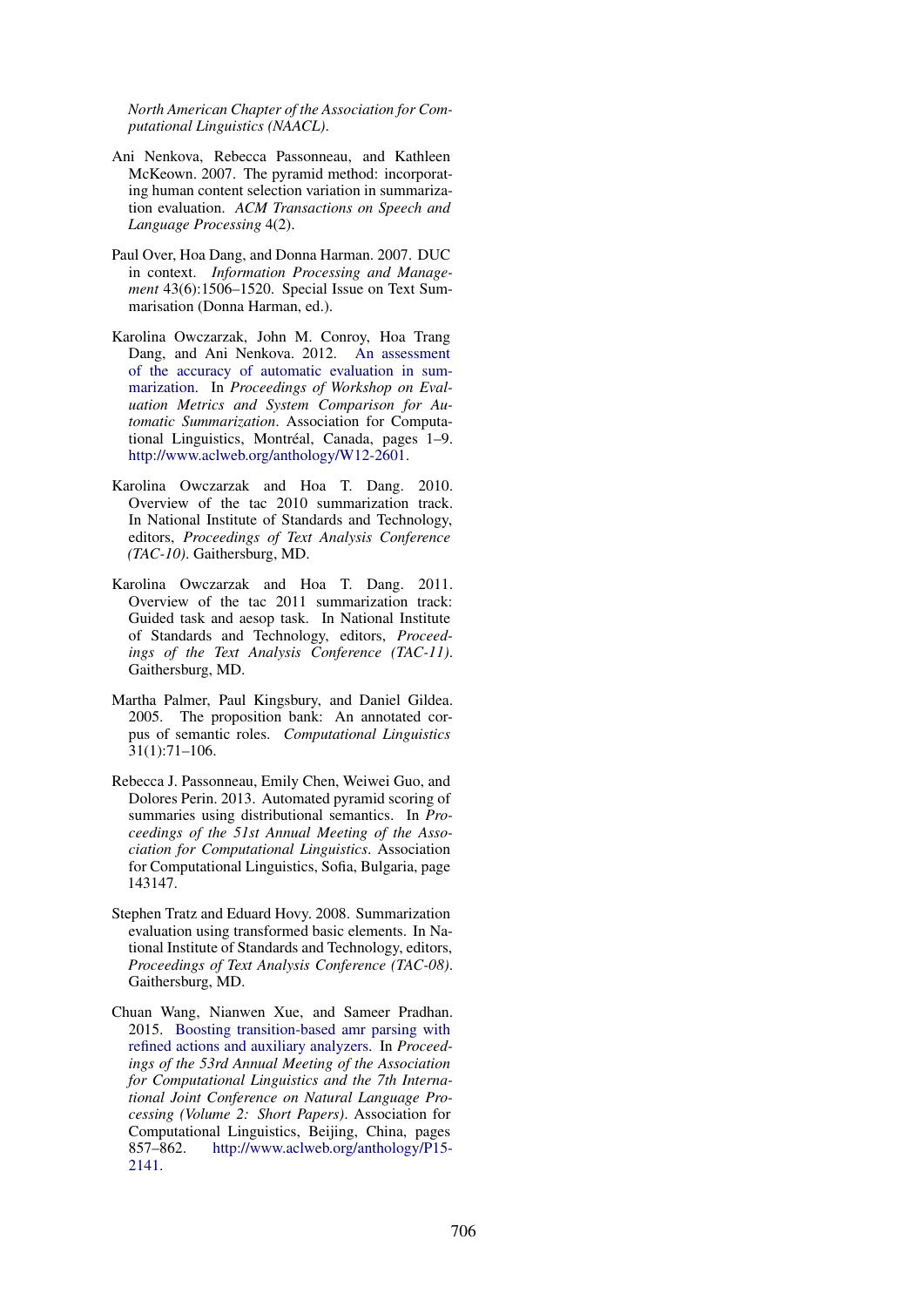*North American Chapter of the Association for Computational Linguistics (NAACL)*.

Ani Nenkova, Rebecca Passonneau, and Kathleen McKeown. 2007. The pyramid method: incorporating human content selection variation in summarization evaluation. *ACM Transactions on Speech and Language Processing* 4(2).

Paul Over, Hoa Dang, and Donna Harman. 2007. DUC in context. *Information Processing and Management* 43(6):1506–1520. Special Issue on Text Summarisation (Donna Harman, ed.).

Karolina Owczarzak, John M. Conroy, Hoa Trang Dang, and Ani Nenkova. 2012. An assessment of the accuracy of automatic evaluation in summarization. In *Proceedings of Workshop on Evaluation Metrics and System Comparison for Automatic Summarization*. Association for Computational Linguistics, Montréal, Canada, pages 1–9. http://www.aclweb.org/anthology/W12-2601.

Karolina Owczarzak and Hoa T. Dang. 2010. Overview of the tac 2010 summarization track. In National Institute of Standards and Technology, editors, *Proceedings of Text Analysis Conference (TAC-10)*. Gaithersburg, MD.

Karolina Owczarzak and Hoa T. Dang. 2011. Overview of the tac 2011 summarization track: Guided task and aesop task. In National Institute of Standards and Technology, editors, *Proceedings of the Text Analysis Conference (TAC-11)*. Gaithersburg, MD.

Martha Palmer, Paul Kingsbury, and Daniel Gildea. 2005. The proposition bank: An annotated corpus of semantic roles. *Computational Linguistics* 31(1):71–106.

Rebecca J. Passonneau, Emily Chen, Weiwei Guo, and Dolores Perin. 2013. Automated pyramid scoring of summaries using distributional semantics. In *Proceedings of the 51st Annual Meeting of the Association for Computational Linguistics*. Association for Computational Linguistics, Sofia, Bulgaria, page 143147.

Stephen Tratz and Eduard Hovy. 2008. Summarization evaluation using transformed basic elements. In National Institute of Standards and Technology, editors, *Proceedings of Text Analysis Conference (TAC-08)*. Gaithersburg, MD.

Chuan Wang, Nianwen Xue, and Sameer Pradhan. 2015. Boosting transition-based amr parsing with refined actions and auxiliary analyzers. In *Proceedings of the 53rd Annual Meeting of the Association for Computational Linguistics and the 7th International Joint Conference on Natural Language Processing (Volume 2: Short Papers)*. Association for Computational Linguistics, Beijing, China, pages 857–862. http://www.aclweb.org/anthology/P15-2141.